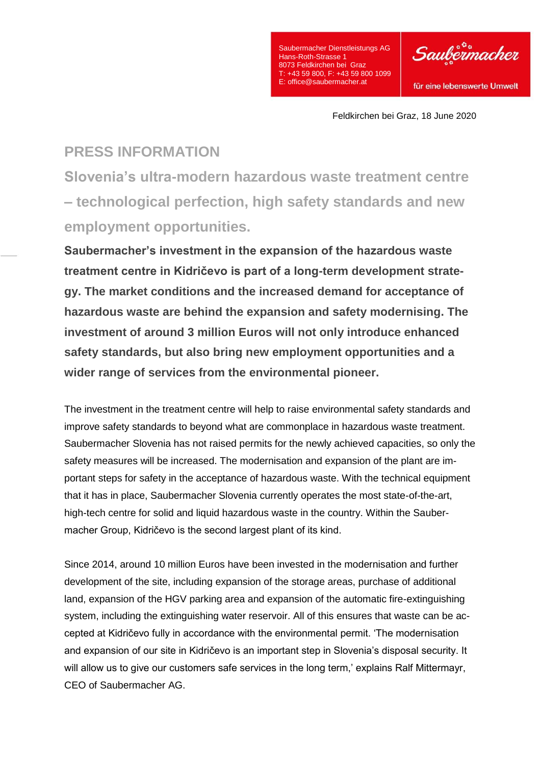Saubermacher Dienstleistungs AG
Hans-Roth-Strasse 1
8073 Feldkirchen bei Graz
T: +43 59 800, F: +43 59 800 1099
E: office@saubermacher.at

Saubermacher

für eine lebenswerte Umwelt

Feldkirchen bei Graz, 18 June 2020

# PRESS INFORMATION

## Slovenia's ultra-modern hazardous waste treatment centre – technological perfection, high safety standards and new employment opportunities.

**Saubermacher's investment in the expansion of the hazardous waste treatment centre in Kidričevo is part of a long-term development strategy. The market conditions and the increased demand for acceptance of hazardous waste are behind the expansion and safety modernising. The investment of around 3 million Euros will not only introduce enhanced safety standards, but also bring new employment opportunities and a wider range of services from the environmental pioneer.**

The investment in the treatment centre will help to raise environmental safety standards and improve safety standards to beyond what are commonplace in hazardous waste treatment. Saubermacher Slovenia has not raised permits for the newly achieved capacities, so only the safety measures will be increased. The modernisation and expansion of the plant are important steps for safety in the acceptance of hazardous waste. With the technical equipment that it has in place, Saubermacher Slovenia currently operates the most state-of-the-art, high-tech centre for solid and liquid hazardous waste in the country. Within the Saubermacher Group, Kidričevo is the second largest plant of its kind.

Since 2014, around 10 million Euros have been invested in the modernisation and further development of the site, including expansion of the storage areas, purchase of additional land, expansion of the HGV parking area and expansion of the automatic fire-extinguishing system, including the extinguishing water reservoir. All of this ensures that waste can be accepted at Kidričevo fully in accordance with the environmental permit. 'The modernisation and expansion of our site in Kidričevo is an important step in Slovenia's disposal security. It will allow us to give our customers safe services in the long term,' explains Ralf Mittermayr, CEO of Saubermacher AG.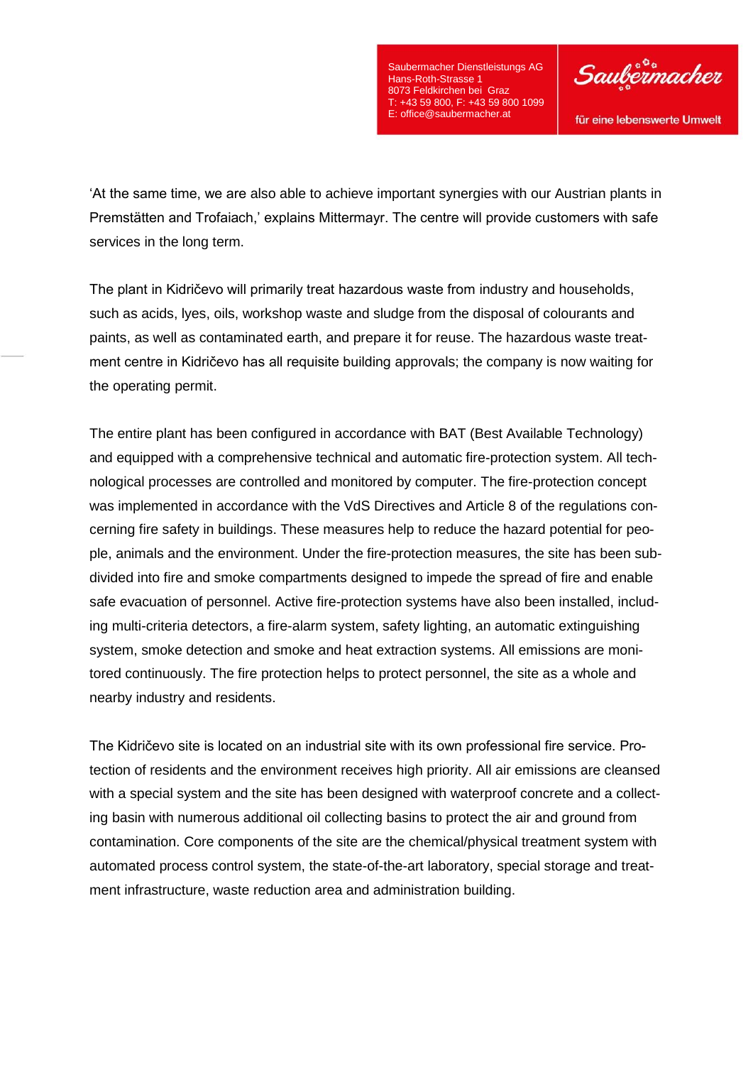'At the same time, we are also able to achieve important synergies with our Austrian plants in Premstätten and Trofaiach,' explains Mittermayr. The centre will provide customers with safe services in the long term.

The plant in Kidričevo will primarily treat hazardous waste from industry and households, such as acids, lyes, oils, workshop waste and sludge from the disposal of colourants and paints, as well as contaminated earth, and prepare it for reuse. The hazardous waste treatment centre in Kidričevo has all requisite building approvals; the company is now waiting for the operating permit.

The entire plant has been configured in accordance with BAT (Best Available Technology) and equipped with a comprehensive technical and automatic fire-protection system. All technological processes are controlled and monitored by computer. The fire-protection concept was implemented in accordance with the VdS Directives and Article 8 of the regulations concerning fire safety in buildings. These measures help to reduce the hazard potential for people, animals and the environment. Under the fire-protection measures, the site has been subdivided into fire and smoke compartments designed to impede the spread of fire and enable safe evacuation of personnel. Active fire-protection systems have also been installed, including multi-criteria detectors, a fire-alarm system, safety lighting, an automatic extinguishing system, smoke detection and smoke and heat extraction systems. All emissions are monitored continuously. The fire protection helps to protect personnel, the site as a whole and nearby industry and residents.

The Kidričevo site is located on an industrial site with its own professional fire service. Protection of residents and the environment receives high priority. All air emissions are cleansed with a special system and the site has been designed with waterproof concrete and a collecting basin with numerous additional oil collecting basins to protect the air and ground from contamination. Core components of the site are the chemical/physical treatment system with automated process control system, the state-of-the-art laboratory, special storage and treatment infrastructure, waste reduction area and administration building.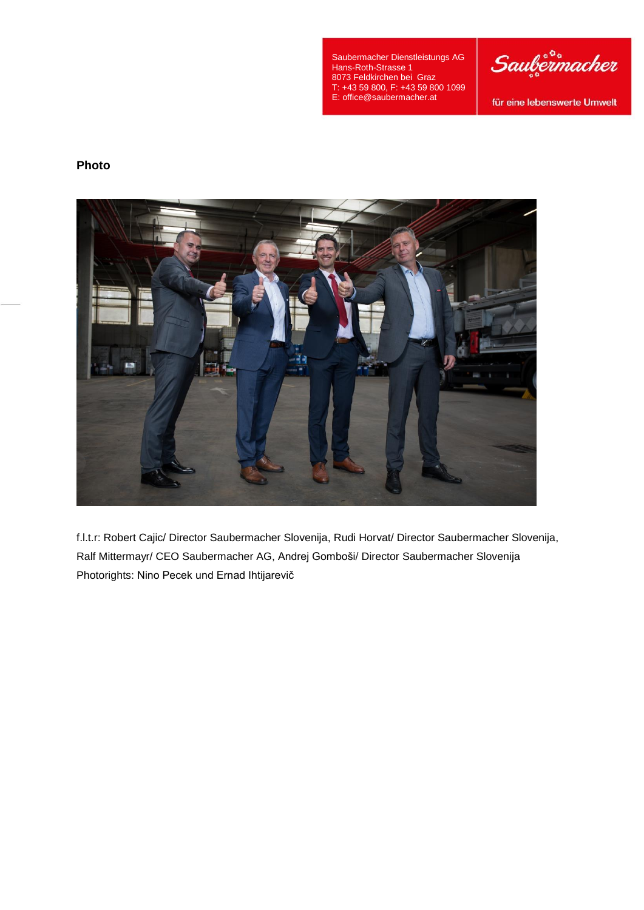**Photo**

f.l.t.r: Robert Cajic/ Director Saubermacher Slovenija, Rudi Horvat/ Director Saubermacher Slovenija, Ralf Mittermayr/ CEO Saubermacher AG, Andrej Gomboši/ Director Saubermacher Slovenija
Photorights: Nino Pecek und Ernad Ihtijarevič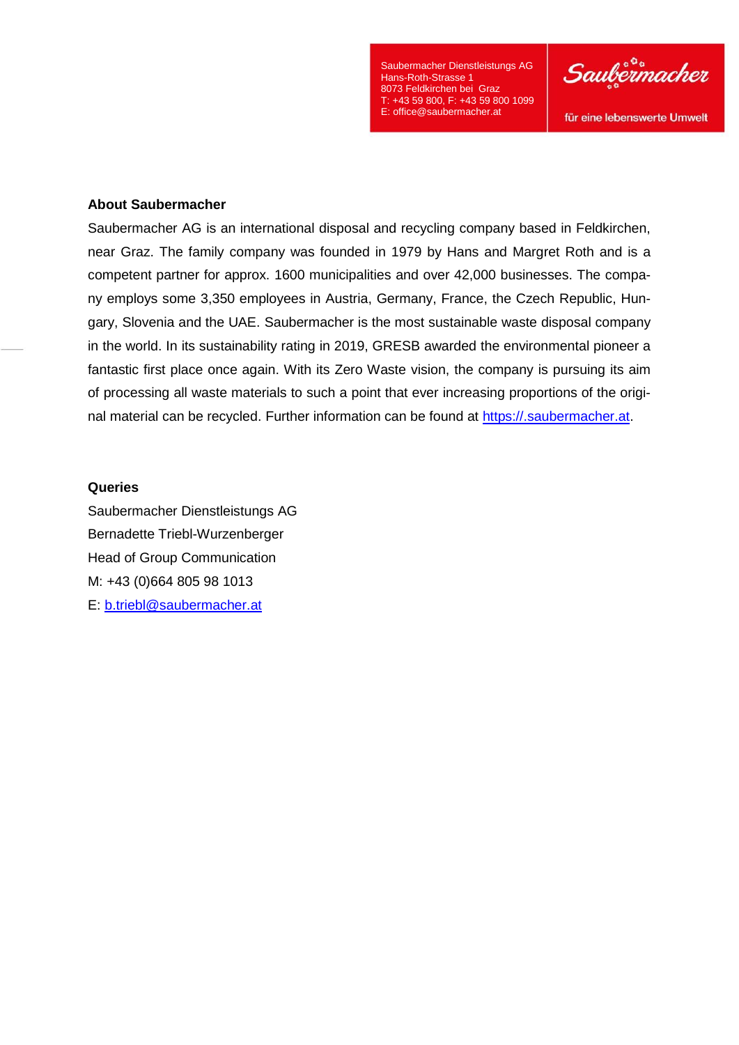Saubermacher Dienstleistungs AG
Hans-Roth-Strasse 1
8073 Feldkirchen bei Graz
T: +43 59 800, F: +43 59 800 1099
E: office@saubermacher.at

Saubermacher
für eine lebenswerte Umwelt

**About Saubermacher**

Saubermacher AG is an international disposal and recycling company based in Feldkirchen, near Graz. The family company was founded in 1979 by Hans and Margret Roth and is a competent partner for approx. 1600 municipalities and over 42,000 businesses. The company employs some 3,350 employees in Austria, Germany, France, the Czech Republic, Hungary, Slovenia and the UAE. Saubermacher is the most sustainable waste disposal company in the world. In its sustainability rating in 2019, GRESB awarded the environmental pioneer a fantastic first place once again. With its Zero Waste vision, the company is pursuing its aim of processing all waste materials to such a point that ever increasing proportions of the original material can be recycled. Further information can be found at [https://.saubermacher.at](https://.saubermacher.at).

**Queries**

Saubermacher Dienstleistungs AG
Bernadette Triebl-Wurzenberger
Head of Group Communication
M: +43 (0)664 805 98 1013
E: [b.triebl@saubermacher.at](mailto:b.triebl@saubermacher.at)